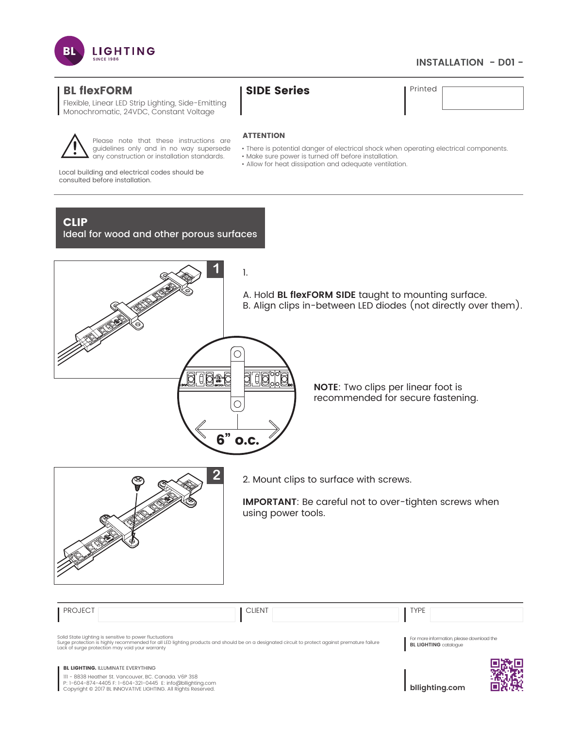INSTALLATION - D01 -

## BL flexFORM

Flexible, Linear LED Strip Lighting, Side-Emitting
Monochromatic, 24VDC, Constant Voltage

## SIDE Series

Printed

Please note that these instructions are guidelines only and in no way supersede any construction or installation standards.

Local building and electrical codes should be consulted before installation.

**ATTENTION**

- There is potential danger of electrical shock when operating electrical components.
- Make sure power is turned off before installation.
- Allow for heat dissipation and adequate ventilation.

## CLIP

Ideal for wood and other porous surfaces

1.

A. Hold **BL flexFORM SIDE** taught to mounting surface.
B. Align clips in-between LED diodes (not directly over them).

6" o.c.

**NOTE**: Two clips per linear foot is recommended for secure fastening.

2. Mount clips to surface with screws.

**IMPORTANT**: Be careful not to over-tighten screws when using power tools.

| PROJECT | CLIENT | TYPE |
| --- | --- | --- |
| | | |

Solid State Lighting is sensitive to power fluctuations
Surge protection is highly recommended for all LED lighting products and should be on a designated circuit to protect against premature failure
Lack of surge protection may void your warranty

For more information, please download the **BL LIGHTING** catalogue

**BL LIGHTING.** ILLUMINATE EVERYTHING
111 - 8838 Heather St. Vancouver, BC. Canada. V6P 3S8
P: 1-604-874-4405 F: 1-604-321-0445 E: info@bllighting.com
Copyright © 2017 BL INNOVATIVE LIGHTING. All Rights Reserved.

**bllighting.com**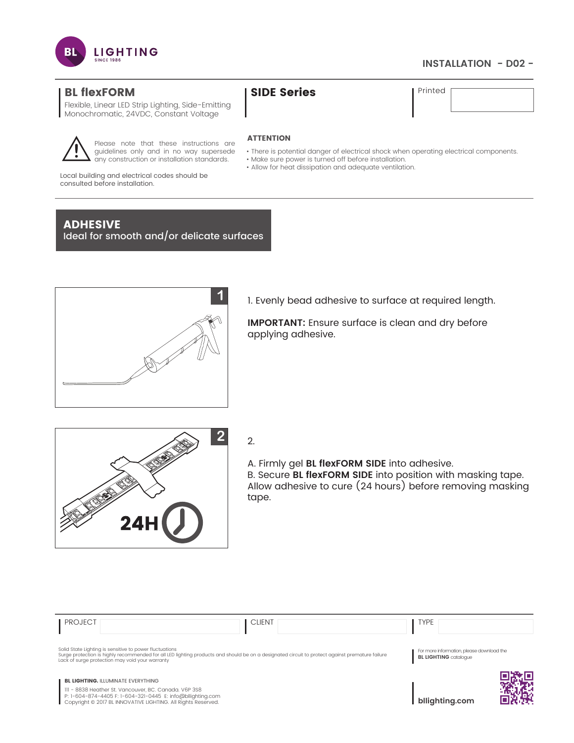INSTALLATION - D02 -

## BL flexFORM

Flexible, Linear LED Strip Lighting, Side-Emitting Monochromatic, 24VDC, Constant Voltage

## SIDE Series

Printed

Please note that these instructions are guidelines only and in no way supersede any construction or installation standards.

Local building and electrical codes should be consulted before installation.

**ATTENTION**

- There is potential danger of electrical shock when operating electrical components.
- Make sure power is turned off before installation.
- Allow for heat dissipation and adequate ventilation.

## ADHESIVE

Ideal for smooth and/or delicate surfaces

1. Evenly bead adhesive to surface at required length.

**IMPORTANT:** Ensure surface is clean and dry before applying adhesive.

2.

A. Firmly gel **BL flexFORM SIDE** into adhesive.
B. Secure **BL flexFORM SIDE** into position with masking tape. Allow adhesive to cure (24 hours) before removing masking tape.

24H

| PROJECT | CLIENT | TYPE |
|---|---|---|
| | | |

Solid State Lighting is sensitive to power fluctuations
Surge protection is highly recommended for all LED lighting products and should be on a designated circuit to protect against premature failure
Lack of surge protection may void your warranty

For more information, please download the **BL LIGHTING** catalogue

**BL LIGHTING.** ILLUMINATE EVERYTHING
111 - 8838 Heather St. Vancouver, BC. Canada. V6P 3S8
P: 1-604-874-4405 F: 1-604-321-0445 E: info@bllighting.com
Copyright © 2017 BL INNOVATIVE LIGHTING. All Rights Reserved.

bllighting.com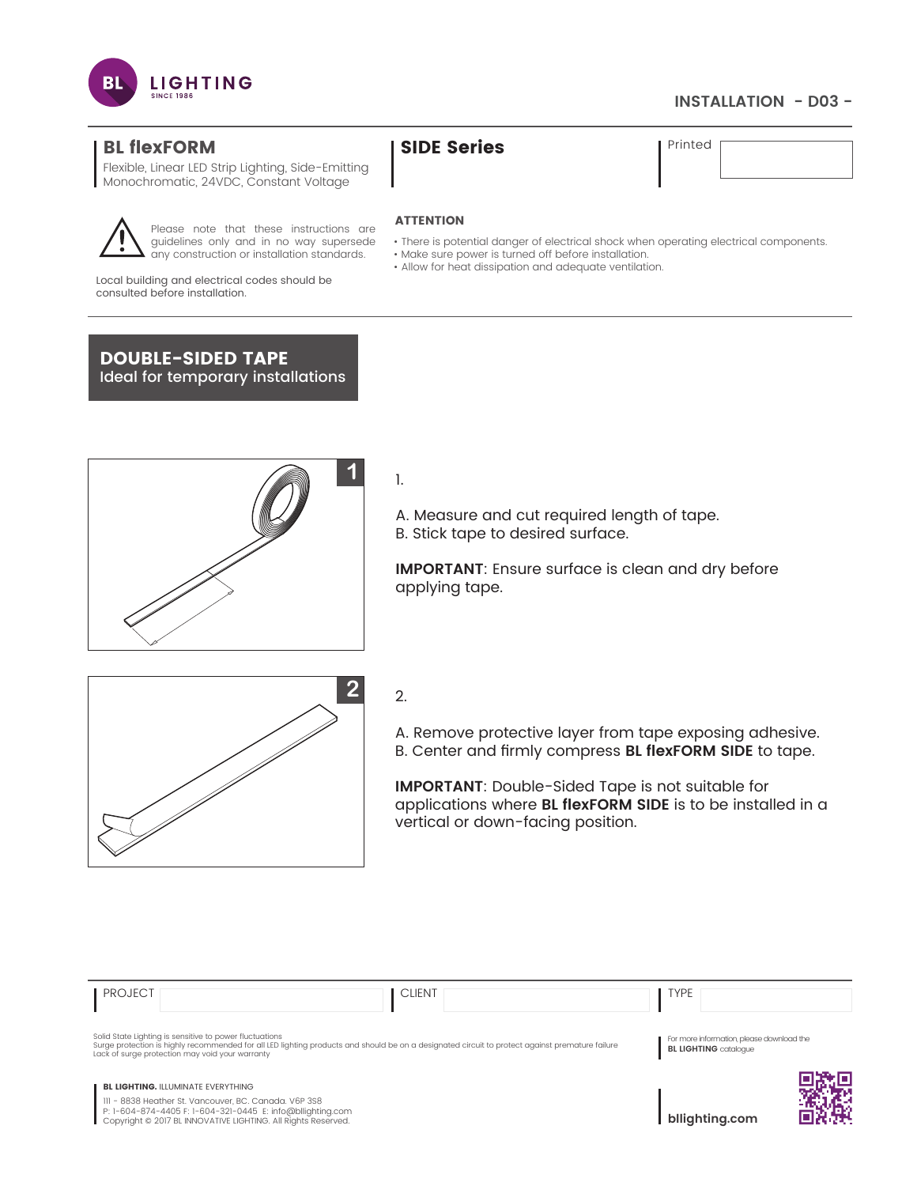BL LIGHTING
SINCE 1986

INSTALLATION - D03 -

## BL flexFORM

Flexible, Linear LED Strip Lighting, Side-Emitting
Monochromatic, 24VDC, Constant Voltage

## SIDE Series

Printed

Please note that these instructions are guidelines only and in no way supersede any construction or installation standards.

Local building and electrical codes should be consulted before installation.

**ATTENTION**

- There is potential danger of electrical shock when operating electrical components.
- Make sure power is turned off before installation.
- Allow for heat dissipation and adequate ventilation.

## DOUBLE-SIDED TAPE

Ideal for temporary installations

1

1.

A. Measure and cut required length of tape.
B. Stick tape to desired surface.

**IMPORTANT**: Ensure surface is clean and dry before applying tape.

2

2.

A. Remove protective layer from tape exposing adhesive.
B. Center and firmly compress **BL flexFORM SIDE** to tape.

**IMPORTANT**: Double-Sided Tape is not suitable for applications where **BL flexFORM SIDE** is to be installed in a vertical or down-facing position.

| PROJECT | | CLIENT | | TYPE | |
|---|---|---|---|---|---|

Solid State Lighting is sensitive to power fluctuations
Surge protection is highly recommended for all LED lighting products and should be on a designated circuit to protect against premature failure
Lack of surge protection may void your warranty

For more information, please download the **BL LIGHTING** catalogue

**BL LIGHTING.** ILLUMINATE EVERYTHING

111 - 8838 Heather St. Vancouver, BC. Canada. V6P 3S8
P: 1-604-874-4405 F: 1-604-321-0445 E: info@bllighting.com
Copyright © 2017 BL INNOVATIVE LIGHTING. All Rights Reserved.

bllighting.com